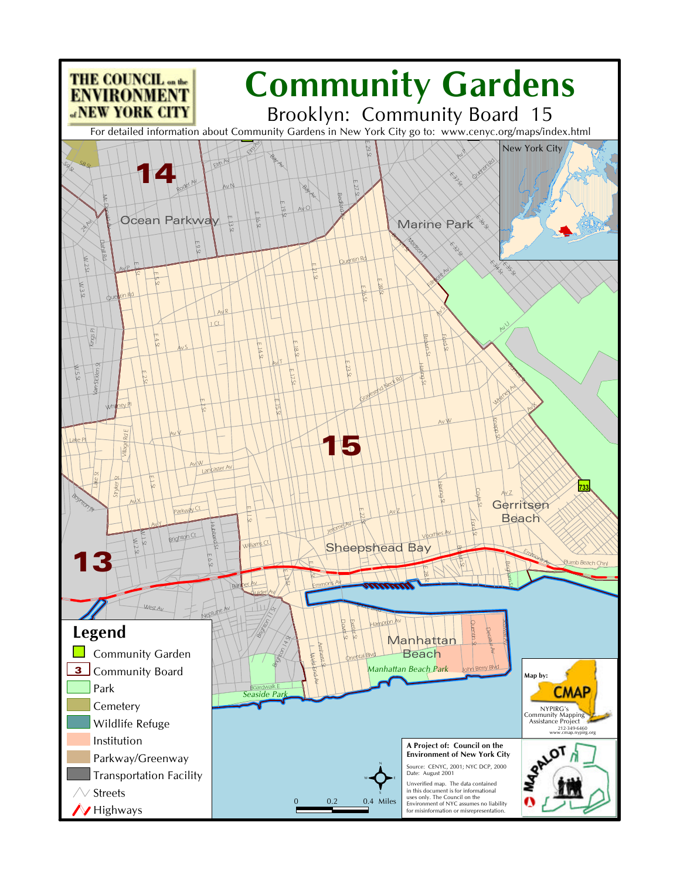THE COUNCIL on the ENVIRONMENT of NEW YORK CITY

# Community Gardens

## Brooklyn: Community Board 15

For detailed information about Community Gardens in New York City go to: www.cenyc.org/maps/index.html

## Legend

- Community Garden
- Community Board
- Park
- Cemetery
- Wildlife Refuge
- Institution
- Parkway/Greenway
- Transportation Facility
- Streets
- Highways

0 0.2 0.4 Miles

Map by: CMAP
NYPIRG's Community Mapping Assistance Project
212-349-6460
www.cmap.nypirg.org

**A Project of: Council on the Environment of New York City**

Source: CENYC, 2001; NYC DCP, 2000
Date: August 2001

Unverified map. The data contained in this document is for informational uses only. The Council on the Environment of NYC assumes no liability for misinformation or misrepresentation.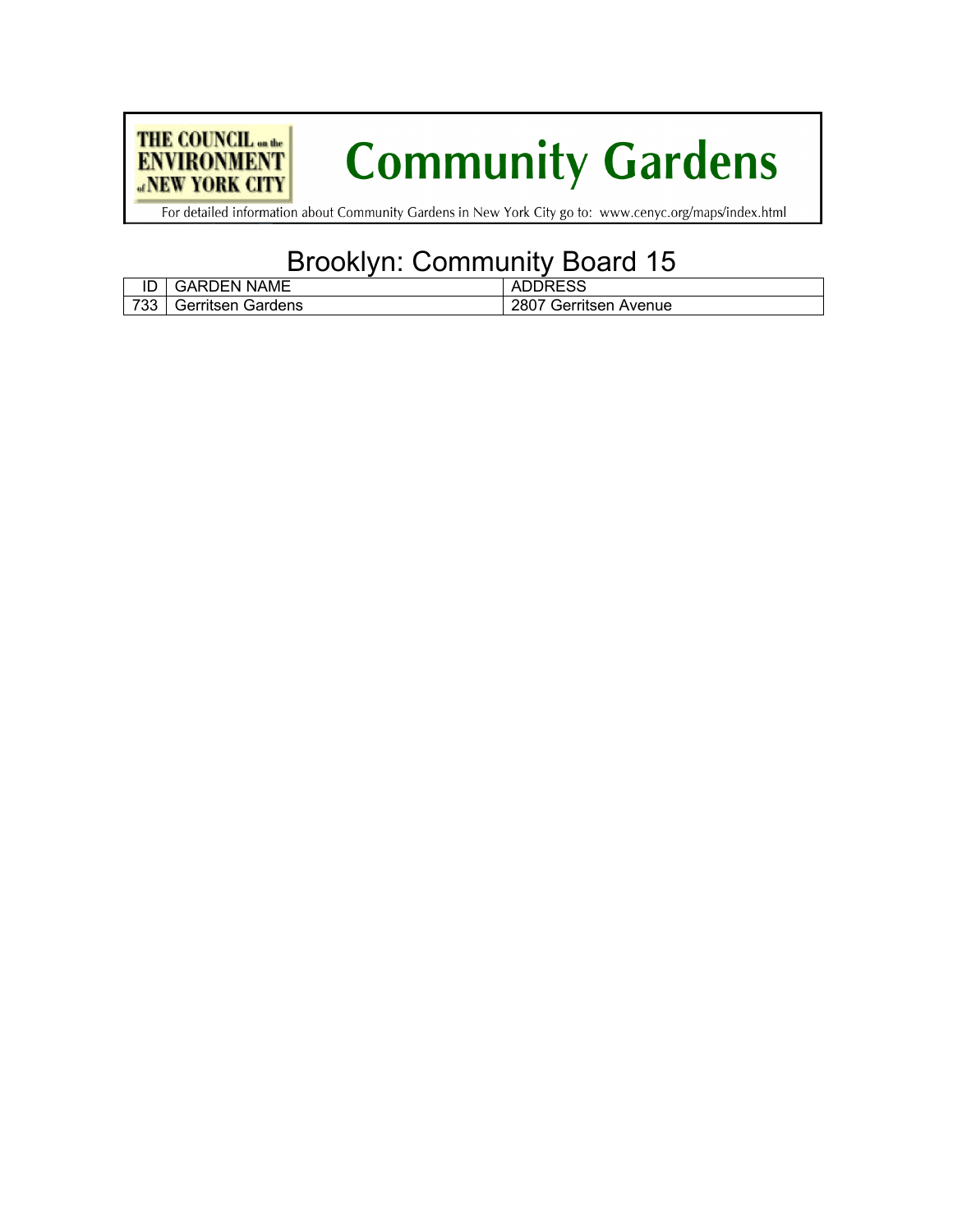THE COUNCIL on the ENVIRONMENT of NEW YORK CITY

# Community Gardens

For detailed information about Community Gardens in New York City go to: www.cenyc.org/maps/index.html

## Brooklyn: Community Board 15

| ID | GARDEN NAME | ADDRESS |
|---|---|---|
| 733 | Gerritsen Gardens | 2807 Gerritsen Avenue |